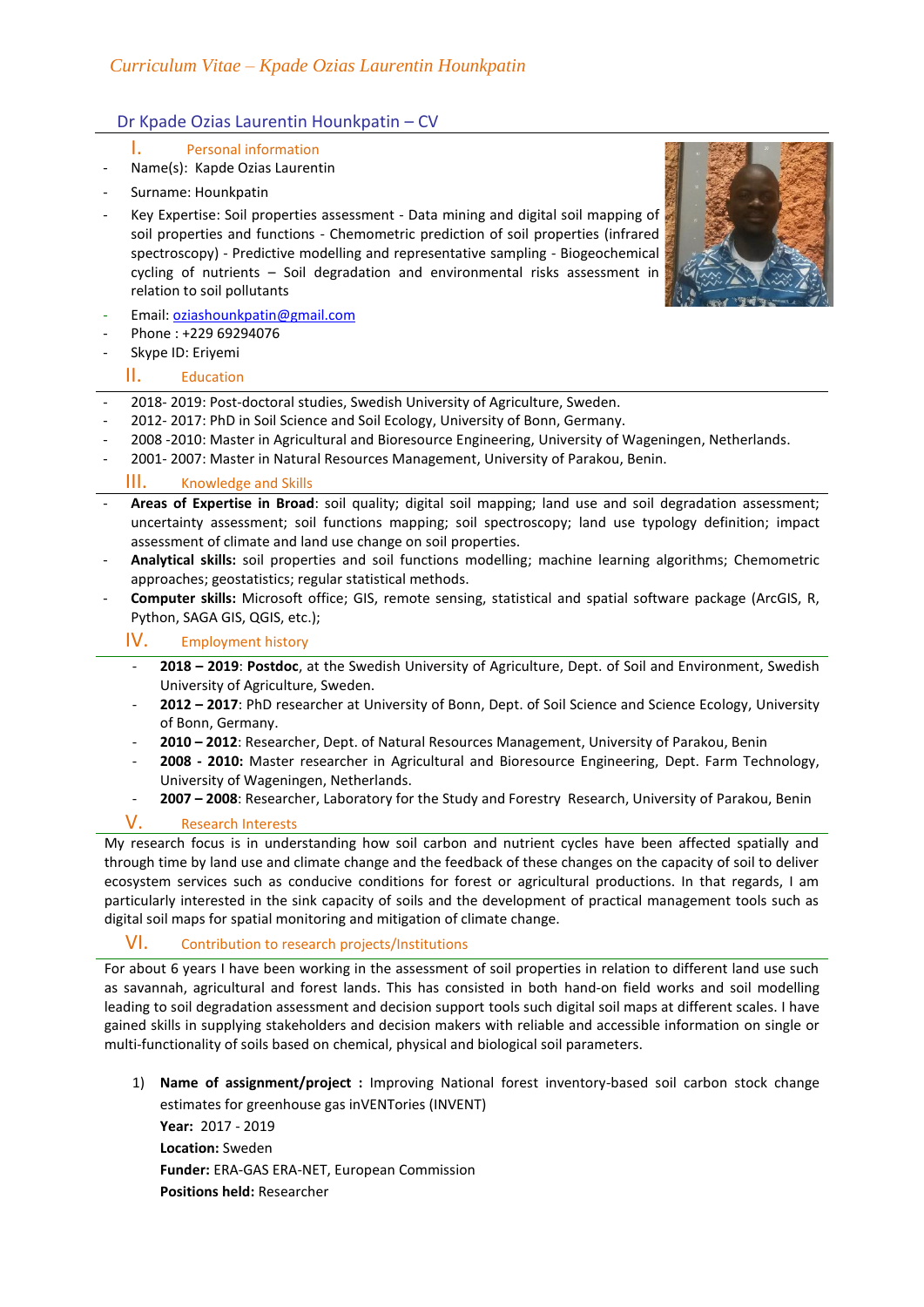*Curriculum Vitae – Kpade Ozias Laurentin Hounkpatin*

# Dr Kpade Ozias Laurentin Hounkpatin – CV

## I. Personal information

- Name(s): Kapde Ozias Laurentin
- Surname: Hounkpatin
- Key Expertise: Soil properties assessment - Data mining and digital soil mapping of soil properties and functions - Chemometric prediction of soil properties (infrared spectroscopy) - Predictive modelling and representative sampling - Biogeochemical cycling of nutrients – Soil degradation and environmental risks assessment in relation to soil pollutants
- Email: oziashounkpatin@gmail.com
- Phone : +229 69294076
- Skype ID: Eriyemi

## II. Education

- 2018- 2019: Post-doctoral studies, Swedish University of Agriculture, Sweden.
- 2012- 2017: PhD in Soil Science and Soil Ecology, University of Bonn, Germany.
- 2008 -2010: Master in Agricultural and Bioresource Engineering, University of Wageningen, Netherlands.
- 2001- 2007: Master in Natural Resources Management, University of Parakou, Benin.

## III. Knowledge and Skills

- **Areas of Expertise in Broad**: soil quality; digital soil mapping; land use and soil degradation assessment; uncertainty assessment; soil functions mapping; soil spectroscopy; land use typology definition; impact assessment of climate and land use change on soil properties.
- **Analytical skills:** soil properties and soil functions modelling; machine learning algorithms; Chemometric approaches; geostatistics; regular statistical methods.
- **Computer skills:** Microsoft office; GIS, remote sensing, statistical and spatial software package (ArcGIS, R, Python, SAGA GIS, QGIS, etc.);

## IV. Employment history

- **2018 – 2019**: **Postdoc**, at the Swedish University of Agriculture, Dept. of Soil and Environment, Swedish University of Agriculture, Sweden.
- **2012 – 2017**: PhD researcher at University of Bonn, Dept. of Soil Science and Science Ecology, University of Bonn, Germany.
- **2010 – 2012**: Researcher, Dept. of Natural Resources Management, University of Parakou, Benin
- **2008 - 2010:** Master researcher in Agricultural and Bioresource Engineering, Dept. Farm Technology, University of Wageningen, Netherlands.
- **2007 – 2008**: Researcher, Laboratory for the Study and Forestry Research, University of Parakou, Benin

## V. Research Interests

My research focus is in understanding how soil carbon and nutrient cycles have been affected spatially and through time by land use and climate change and the feedback of these changes on the capacity of soil to deliver ecosystem services such as conducive conditions for forest or agricultural productions. In that regards, I am particularly interested in the sink capacity of soils and the development of practical management tools such as digital soil maps for spatial monitoring and mitigation of climate change.

## VI. Contribution to research projects/Institutions

For about 6 years I have been working in the assessment of soil properties in relation to different land use such as savannah, agricultural and forest lands. This has consisted in both hand-on field works and soil modelling leading to soil degradation assessment and decision support tools such digital soil maps at different scales. I have gained skills in supplying stakeholders and decision makers with reliable and accessible information on single or multi-functionality of soils based on chemical, physical and biological soil parameters.

1) **Name of assignment/project :** Improving National forest inventory-based soil carbon stock change estimates for greenhouse gas inVENTories (INVENT)
   **Year:** 2017 - 2019
   **Location:** Sweden
   **Funder:** ERA-GAS ERA-NET, European Commission
   **Positions held:** Researcher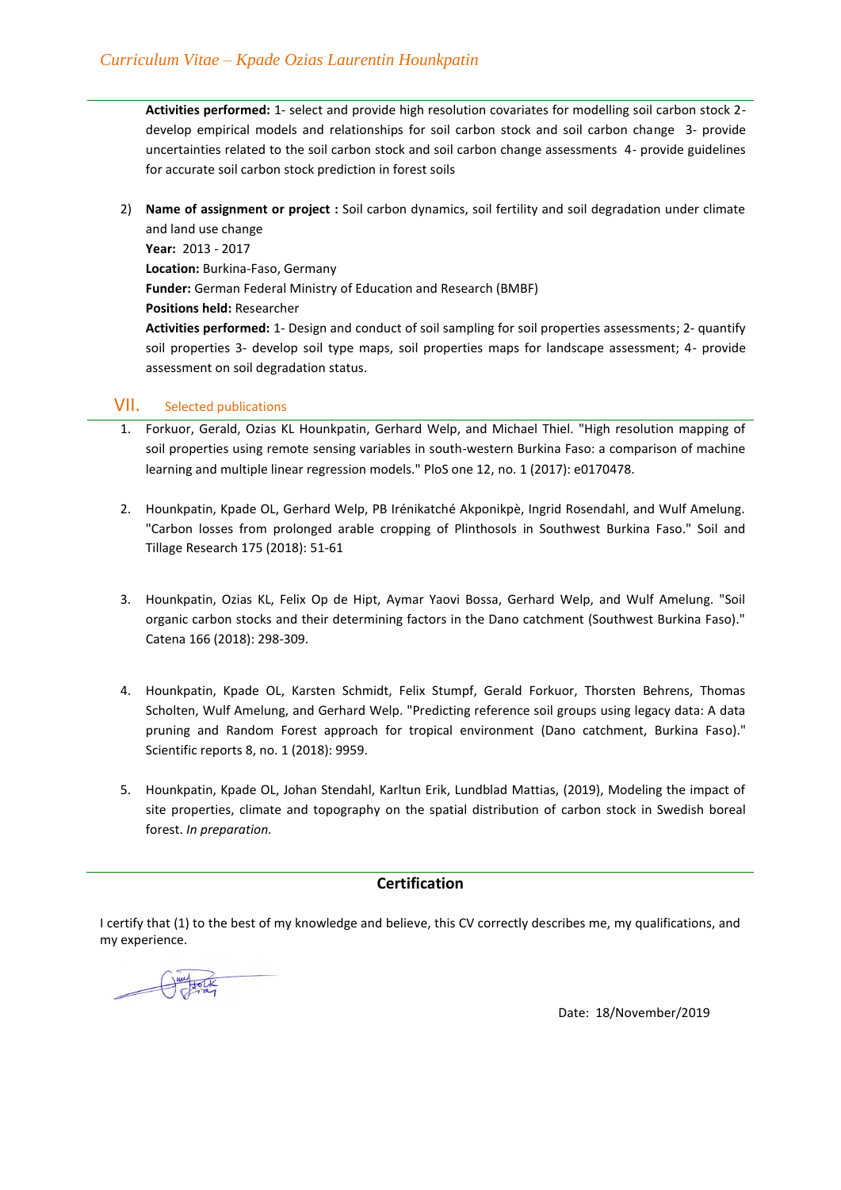**Activities performed:** 1- select and provide high resolution covariates for modelling soil carbon stock 2- develop empirical models and relationships for soil carbon stock and soil carbon change 3- provide uncertainties related to the soil carbon stock and soil carbon change assessments 4- provide guidelines for accurate soil carbon stock prediction in forest soils

2) **Name of assignment or project :** Soil carbon dynamics, soil fertility and soil degradation under climate and land use change
**Year:** 2013 - 2017
**Location:** Burkina-Faso, Germany
**Funder:** German Federal Ministry of Education and Research (BMBF)
**Positions held:** Researcher
**Activities performed:** 1- Design and conduct of soil sampling for soil properties assessments; 2- quantify soil properties 3- develop soil type maps, soil properties maps for landscape assessment; 4- provide assessment on soil degradation status.

## VII. Selected publications

1. Forkuor, Gerald, Ozias KL Hounkpatin, Gerhard Welp, and Michael Thiel. "High resolution mapping of soil properties using remote sensing variables in south-western Burkina Faso: a comparison of machine learning and multiple linear regression models." PloS one 12, no. 1 (2017): e0170478.

2. Hounkpatin, Kpade OL, Gerhard Welp, PB Irénikatché Akponikpè, Ingrid Rosendahl, and Wulf Amelung. "Carbon losses from prolonged arable cropping of Plinthosols in Southwest Burkina Faso." Soil and Tillage Research 175 (2018): 51-61

3. Hounkpatin, Ozias KL, Felix Op de Hipt, Aymar Yaovi Bossa, Gerhard Welp, and Wulf Amelung. "Soil organic carbon stocks and their determining factors in the Dano catchment (Southwest Burkina Faso)." Catena 166 (2018): 298-309.

4. Hounkpatin, Kpade OL, Karsten Schmidt, Felix Stumpf, Gerald Forkuor, Thorsten Behrens, Thomas Scholten, Wulf Amelung, and Gerhard Welp. "Predicting reference soil groups using legacy data: A data pruning and Random Forest approach for tropical environment (Dano catchment, Burkina Faso)." Scientific reports 8, no. 1 (2018): 9959.

5. Hounkpatin, Kpade OL, Johan Stendahl, Karltun Erik, Lundblad Mattias, (2019), Modeling the impact of site properties, climate and topography on the spatial distribution of carbon stock in Swedish boreal forest. *In preparation.*

## Certification

I certify that (1) to the best of my knowledge and believe, this CV correctly describes me, my qualifications, and my experience.

Date: 18/November/2019